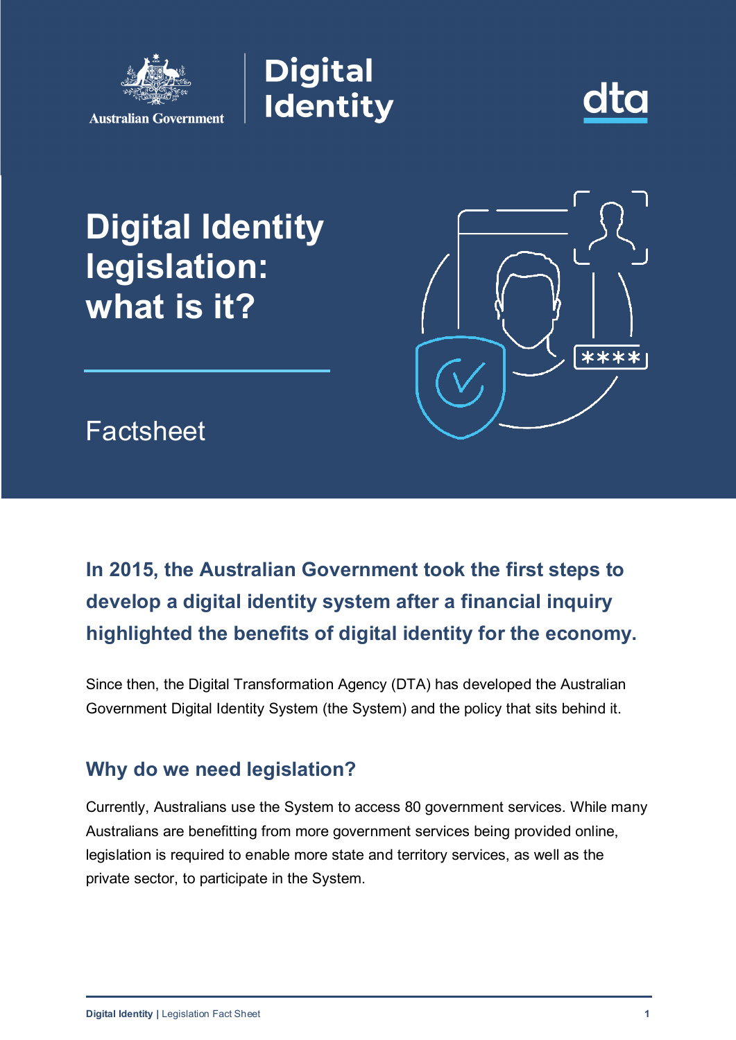Australian Government

Digital Identity

dta

# Digital Identity legislation: what is it?

Factsheet

**In 2015, the Australian Government took the first steps to develop a digital identity system after a financial inquiry highlighted the benefits of digital identity for the economy.**

Since then, the Digital Transformation Agency (DTA) has developed the Australian Government Digital Identity System (the System) and the policy that sits behind it.

## Why do we need legislation?

Currently, Australians use the System to access 80 government services. While many Australians are benefitting from more government services being provided online, legislation is required to enable more state and territory services, as well as the private sector, to participate in the System.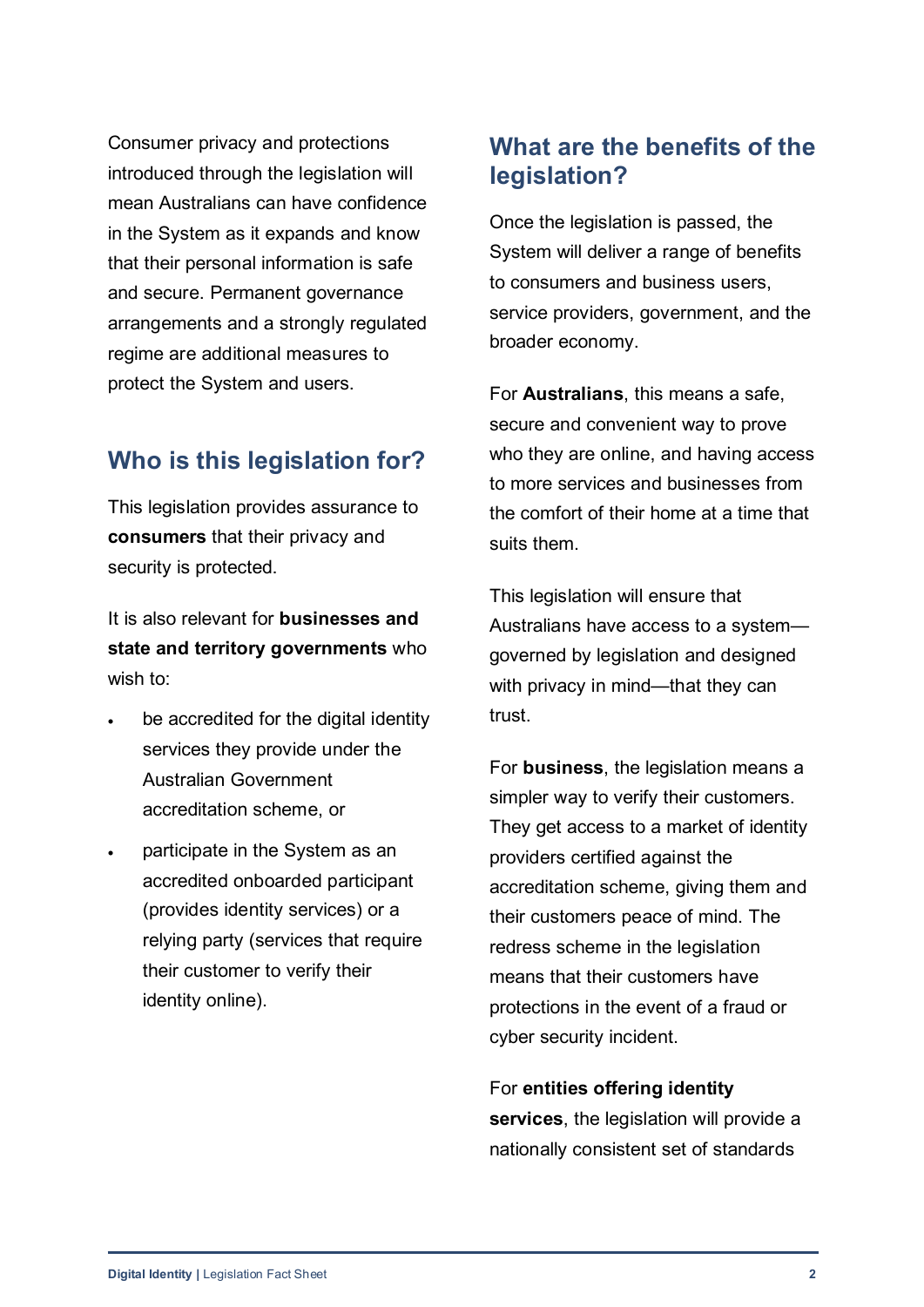Consumer privacy and protections introduced through the legislation will mean Australians can have confidence in the System as it expands and know that their personal information is safe and secure. Permanent governance arrangements and a strongly regulated regime are additional measures to protect the System and users.

## Who is this legislation for?

This legislation provides assurance to **consumers** that their privacy and security is protected.

It is also relevant for **businesses and state and territory governments** who wish to:

- be accredited for the digital identity services they provide under the Australian Government accreditation scheme, or
- participate in the System as an accredited onboarded participant (provides identity services) or a relying party (services that require their customer to verify their identity online).

## What are the benefits of the legislation?

Once the legislation is passed, the System will deliver a range of benefits to consumers and business users, service providers, government, and the broader economy.

For **Australians**, this means a safe, secure and convenient way to prove who they are online, and having access to more services and businesses from the comfort of their home at a time that suits them.

This legislation will ensure that Australians have access to a system—governed by legislation and designed with privacy in mind—that they can trust.

For **business**, the legislation means a simpler way to verify their customers. They get access to a market of identity providers certified against the accreditation scheme, giving them and their customers peace of mind. The redress scheme in the legislation means that their customers have protections in the event of a fraud or cyber security incident.

For **entities offering identity services**, the legislation will provide a nationally consistent set of standards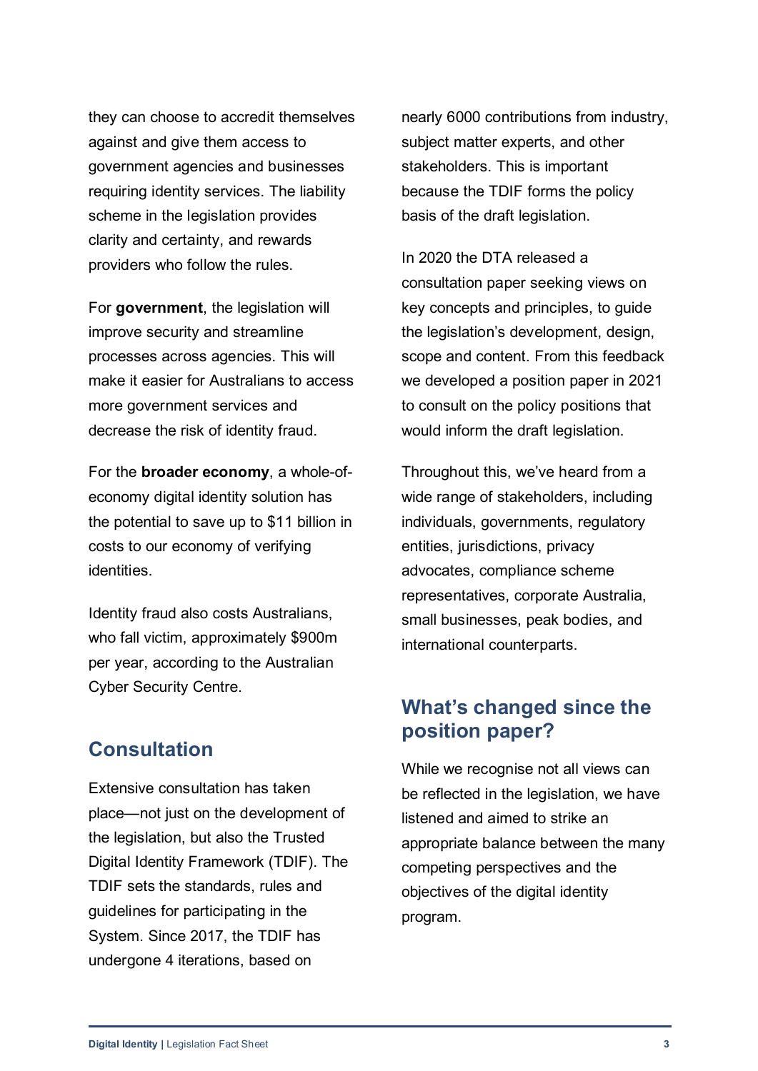they can choose to accredit themselves against and give them access to government agencies and businesses requiring identity services. The liability scheme in the legislation provides clarity and certainty, and rewards providers who follow the rules.

For **government**, the legislation will improve security and streamline processes across agencies. This will make it easier for Australians to access more government services and decrease the risk of identity fraud.

For the **broader economy**, a whole-of-economy digital identity solution has the potential to save up to $11 billion in costs to our economy of verifying identities.

Identity fraud also costs Australians, who fall victim, approximately $900m per year, according to the Australian Cyber Security Centre.

## Consultation

Extensive consultation has taken place—not just on the development of the legislation, but also the Trusted Digital Identity Framework (TDIF). The TDIF sets the standards, rules and guidelines for participating in the System. Since 2017, the TDIF has undergone 4 iterations, based on nearly 6000 contributions from industry, subject matter experts, and other stakeholders. This is important because the TDIF forms the policy basis of the draft legislation.

In 2020 the DTA released a consultation paper seeking views on key concepts and principles, to guide the legislation's development, design, scope and content. From this feedback we developed a position paper in 2021 to consult on the policy positions that would inform the draft legislation.

Throughout this, we've heard from a wide range of stakeholders, including individuals, governments, regulatory entities, jurisdictions, privacy advocates, compliance scheme representatives, corporate Australia, small businesses, peak bodies, and international counterparts.

## What's changed since the position paper?

While we recognise not all views can be reflected in the legislation, we have listened and aimed to strike an appropriate balance between the many competing perspectives and the objectives of the digital identity program.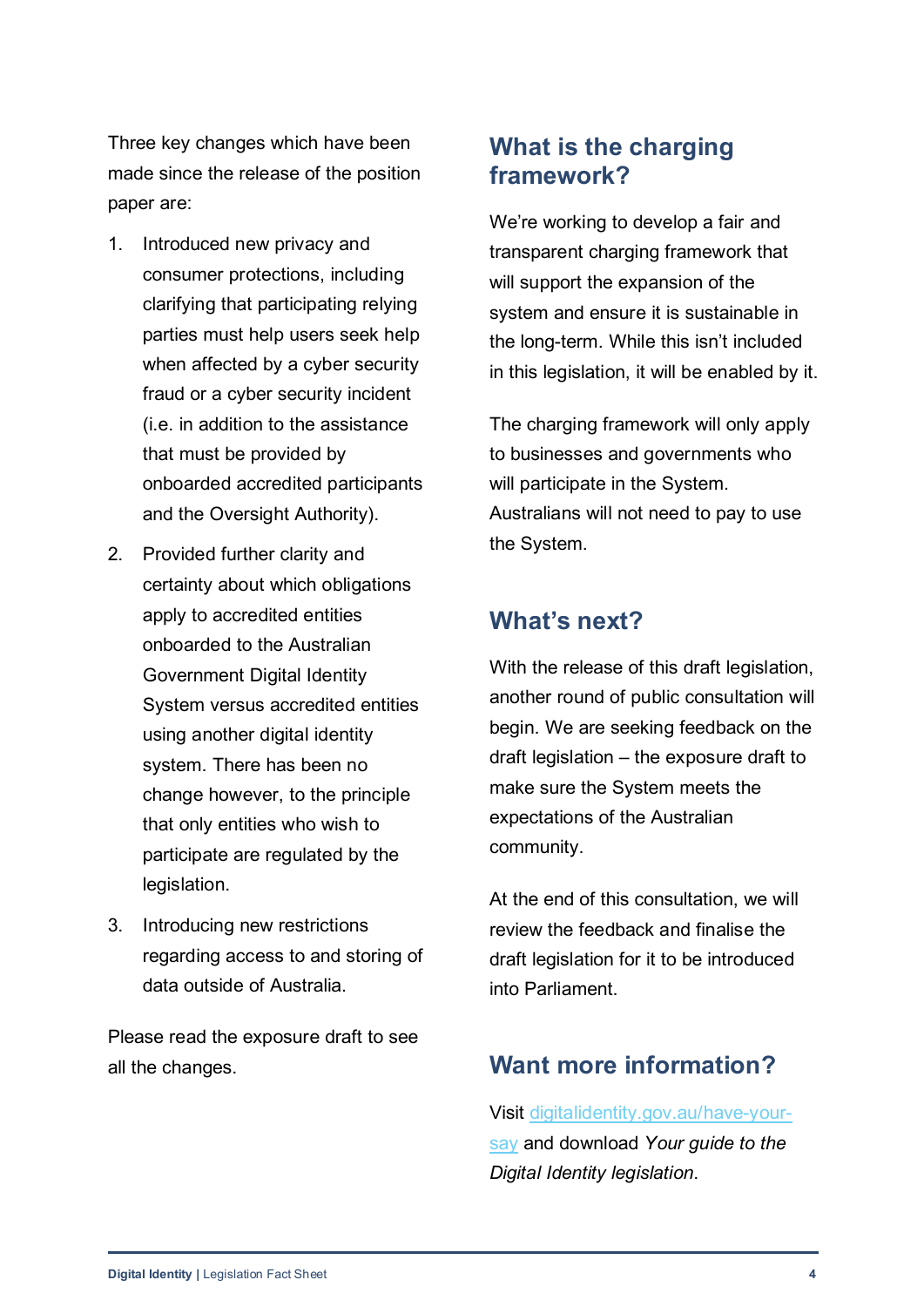Three key changes which have been made since the release of the position paper are:

1. Introduced new privacy and consumer protections, including clarifying that participating relying parties must help users seek help when affected by a cyber security fraud or a cyber security incident (i.e. in addition to the assistance that must be provided by onboarded accredited participants and the Oversight Authority).
2. Provided further clarity and certainty about which obligations apply to accredited entities onboarded to the Australian Government Digital Identity System versus accredited entities using another digital identity system. There has been no change however, to the principle that only entities who wish to participate are regulated by the legislation.
3. Introducing new restrictions regarding access to and storing of data outside of Australia.

Please read the exposure draft to see all the changes.

## What is the charging framework?

We're working to develop a fair and transparent charging framework that will support the expansion of the system and ensure it is sustainable in the long-term. While this isn't included in this legislation, it will be enabled by it.

The charging framework will only apply to businesses and governments who will participate in the System. Australians will not need to pay to use the System.

## What's next?

With the release of this draft legislation, another round of public consultation will begin. We are seeking feedback on the draft legislation – the exposure draft to make sure the System meets the expectations of the Australian community.

At the end of this consultation, we will review the feedback and finalise the draft legislation for it to be introduced into Parliament.

## Want more information?

Visit [digitalidentity.gov.au/have-your-say](digitalidentity.gov.au/have-your-say) and download *Your guide to the Digital Identity legislation*.